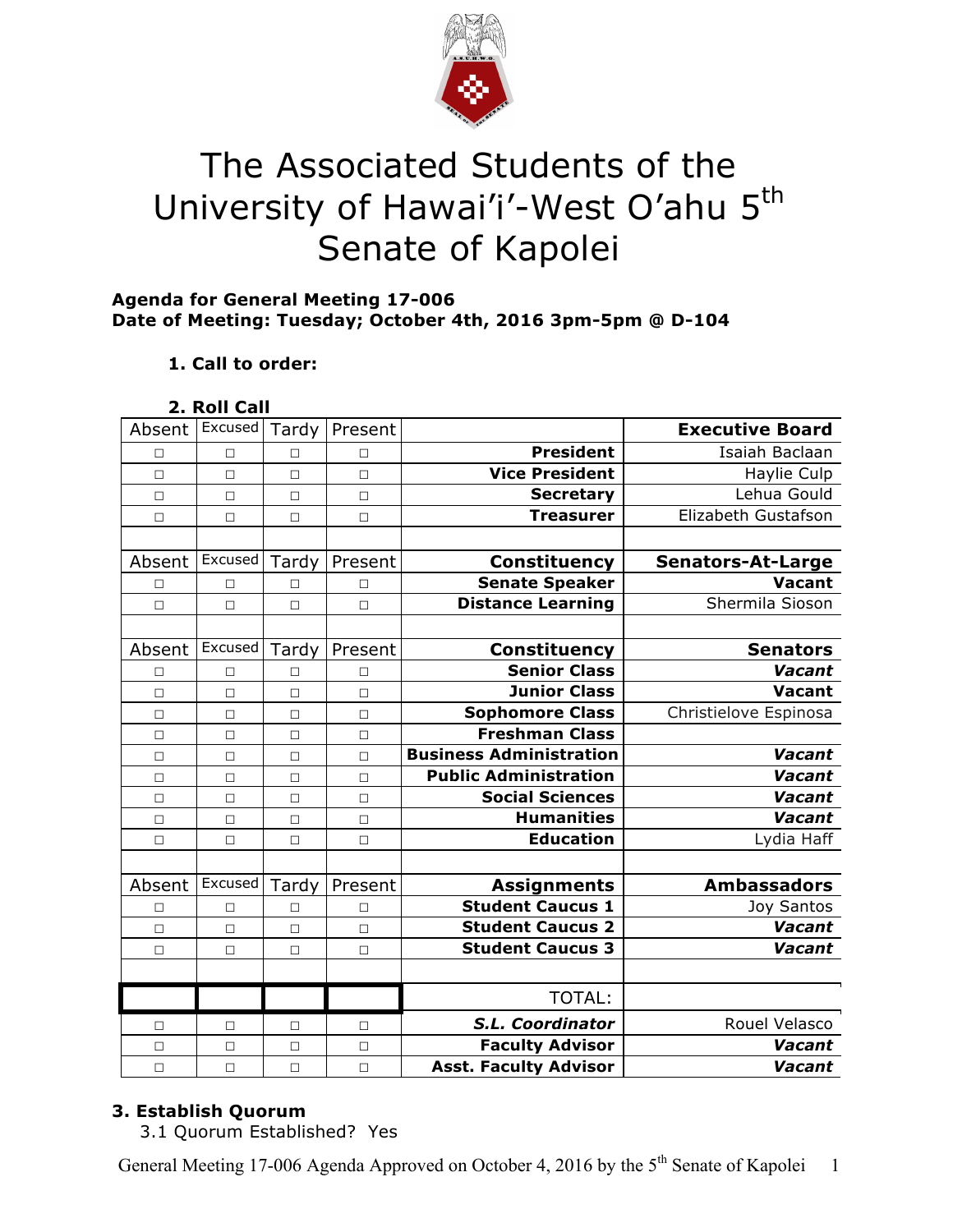# The Associated Students of the University of Hawai'i'-West O'ahu 5th Senate of Kapolei

**Agenda for General Meeting 17-006**
**Date of Meeting: Tuesday; October 4th, 2016 3pm-5pm @ D-104**

**1. Call to order:**

**2. Roll Call**

| Absent | Excused | Tardy | Present | | **Executive Board** |
|---|---|---|---|---|---|
| □ | □ | □ | □ | **President** | Isaiah Baclaan |
| □ | □ | □ | □ | **Vice President** | Haylie Culp |
| □ | □ | □ | □ | **Secretary** | Lehua Gould |
| □ | □ | □ | □ | **Treasurer** | Elizabeth Gustafson |
| | | | | | |
| Absent | Excused | Tardy | Present | **Constituency** | **Senators-At-Large** |
| □ | □ | □ | □ | **Senate Speaker** | **Vacant** |
| □ | □ | □ | □ | **Distance Learning** | Shermila Sioson |
| | | | | | |
| Absent | Excused | Tardy | Present | **Constituency** | **Senators** |
| □ | □ | □ | □ | **Senior Class** | ***Vacant*** |
| □ | □ | □ | □ | **Junior Class** | **Vacant** |
| □ | □ | □ | □ | **Sophomore Class** | Christielove Espinosa |
| □ | □ | □ | □ | **Freshman Class** | |
| □ | □ | □ | □ | **Business Administration** | ***Vacant*** |
| □ | □ | □ | □ | **Public Administration** | ***Vacant*** |
| □ | □ | □ | □ | **Social Sciences** | ***Vacant*** |
| □ | □ | □ | □ | **Humanities** | ***Vacant*** |
| □ | □ | □ | □ | **Education** | Lydia Haff |
| | | | | | |
| Absent | Excused | Tardy | Present | **Assignments** | **Ambassadors** |
| □ | □ | □ | □ | **Student Caucus 1** | Joy Santos |
| □ | □ | □ | □ | **Student Caucus 2** | ***Vacant*** |
| □ | □ | □ | □ | **Student Caucus 3** | ***Vacant*** |
| | | | | | |
| | | | | TOTAL: | |
| □ | □ | □ | □ | ***S.L. Coordinator*** | Rouel Velasco |
| □ | □ | □ | □ | **Faculty Advisor** | ***Vacant*** |
| □ | □ | □ | □ | **Asst. Faculty Advisor** | ***Vacant*** |

**3. Establish Quorum**

3.1 Quorum Established? Yes

General Meeting 17-006 Agenda Approved on October 4, 2016 by the 5th Senate of Kapolei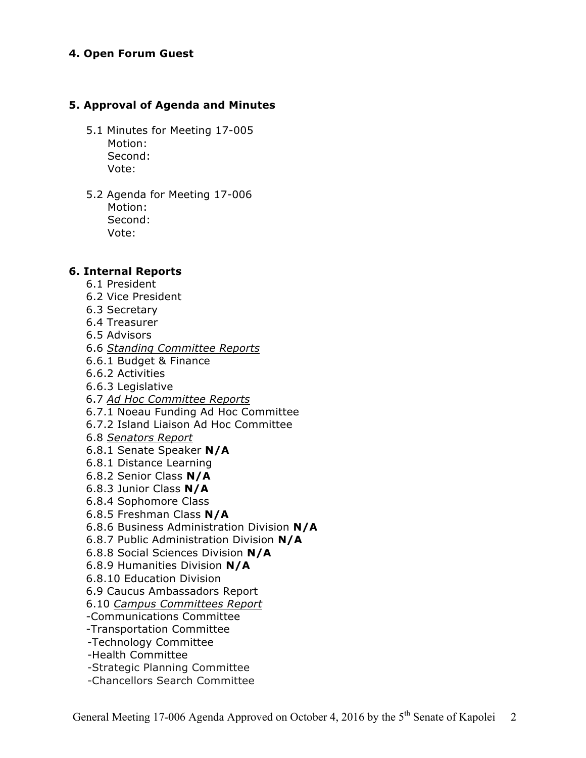## 4. Open Forum Guest

## 5. Approval of Agenda and Minutes

5.1 Minutes for Meeting 17-005
Motion:
Second:
Vote:

5.2 Agenda for Meeting 17-006
Motion:
Second:
Vote:

## 6. Internal Reports

6.1 President
6.2 Vice President
6.3 Secretary
6.4 Treasurer
6.5 Advisors
6.6 *Standing Committee Reports*
6.6.1 Budget & Finance
6.6.2 Activities
6.6.3 Legislative
6.7 *Ad Hoc Committee Reports*
6.7.1 Noeau Funding Ad Hoc Committee
6.7.2 Island Liaison Ad Hoc Committee
6.8 *Senators Report*
6.8.1 Senate Speaker **N/A**
6.8.1 Distance Learning
6.8.2 Senior Class **N/A**
6.8.3 Junior Class **N/A**
6.8.4 Sophomore Class
6.8.5 Freshman Class **N/A**
6.8.6 Business Administration Division **N/A**
6.8.7 Public Administration Division **N/A**
6.8.8 Social Sciences Division **N/A**
6.8.9 Humanities Division **N/A**
6.8.10 Education Division
6.9 Caucus Ambassadors Report
6.10 *Campus Committees Report*
-Communications Committee
-Transportation Committee
-Technology Committee
-Health Committee
-Strategic Planning Committee
-Chancellors Search Committee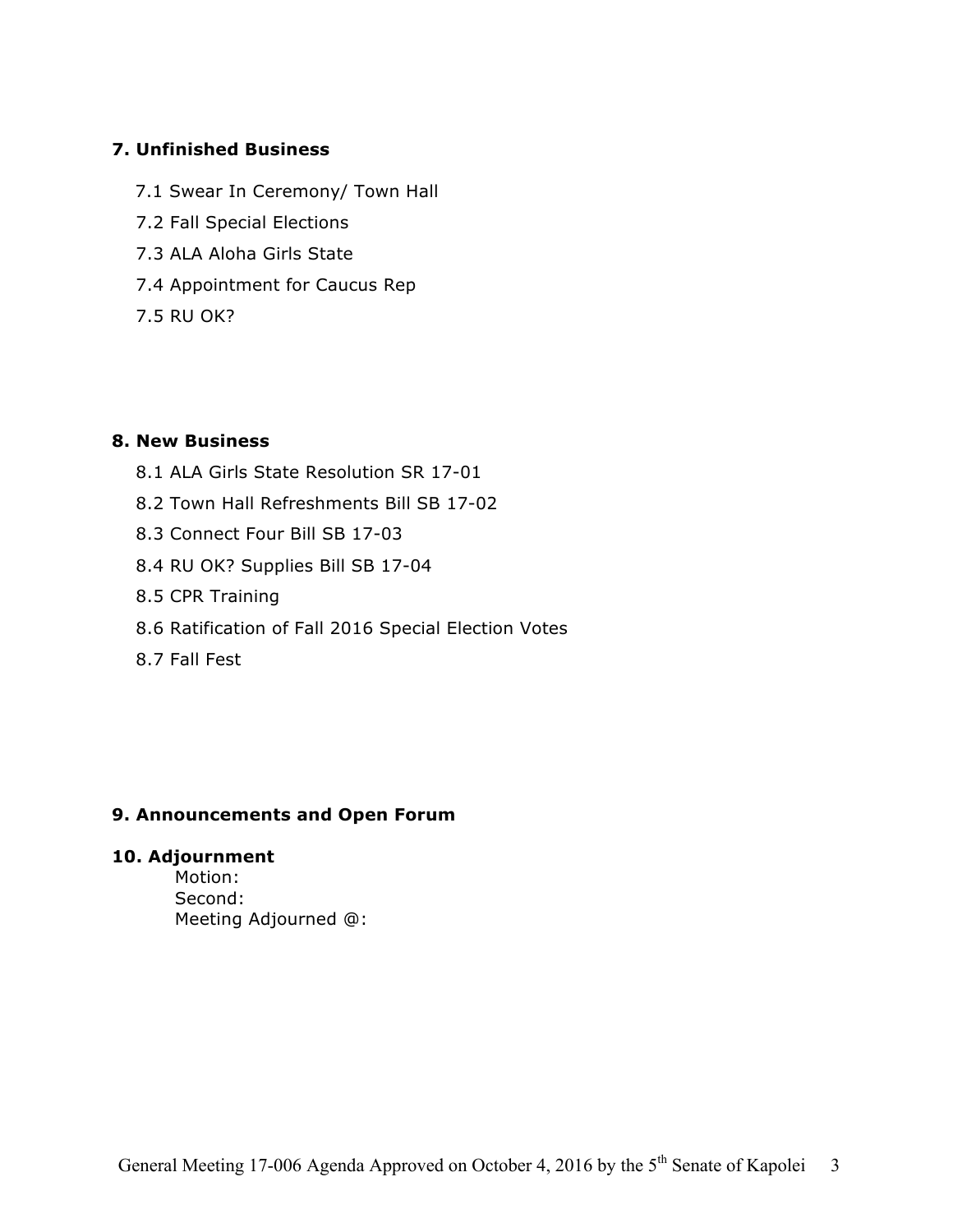**7. Unfinished Business**

7.1 Swear In Ceremony/ Town Hall

7.2 Fall Special Elections

7.3 ALA Aloha Girls State

7.4 Appointment for Caucus Rep

7.5 RU OK?

**8. New Business**

8.1 ALA Girls State Resolution SR 17-01

8.2 Town Hall Refreshments Bill SB 17-02

8.3 Connect Four Bill SB 17-03

8.4 RU OK? Supplies Bill SB 17-04

8.5 CPR Training

8.6 Ratification of Fall 2016 Special Election Votes

8.7 Fall Fest

**9. Announcements and Open Forum**

**10. Adjournment**

Motion:

Second:

Meeting Adjourned @: